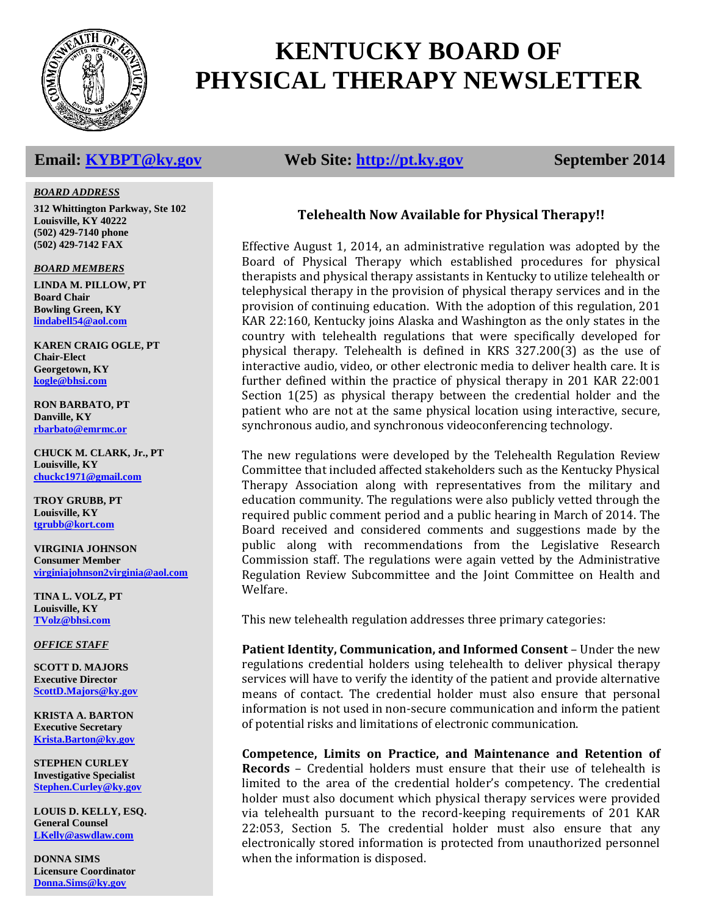# KENTUCKY BOARD OF PHYSICAL THERAPY NEWSLETTER

**Email: KYBPT@ky.gov** **Web Site: http://pt.ky.gov** **September 2014**

***BOARD ADDRESS***

**312 Whittington Parkway, Ste 102**
**Louisville, KY 40222**
**(502) 429-7140 phone**
**(502) 429-7142 FAX**

***BOARD MEMBERS***

**LINDA M. PILLOW, PT**
**Board Chair**
**Bowling Green, KY**
**lindabell54@aol.com**

**KAREN CRAIG OGLE, PT**
**Chair-Elect**
**Georgetown, KY**
**kogle@bhsi.com**

**RON BARBATO, PT**
**Danville, KY**
**rbarbato@emrmc.or**

**CHUCK M. CLARK, Jr., PT**
**Louisville, KY**
**chuckc1971@gmail.com**

**TROY GRUBB, PT**
**Louisville, KY**
**tgrubb@kort.com**

**VIRGINIA JOHNSON**
**Consumer Member**
**virginiajohnson2virginia@aol.com**

**TINA L. VOLZ, PT**
**Louisville, KY**
**TVolz@bhsi.com**

***OFFICE STAFF***

**SCOTT D. MAJORS**
**Executive Director**
**ScottD.Majors@ky.gov**

**KRISTA A. BARTON**
**Executive Secretary**
**Krista.Barton@ky.gov**

**STEPHEN CURLEY**
**Investigative Specialist**
**Stephen.Curley@ky.gov**

**LOUIS D. KELLY, ESQ.**
**General Counsel**
**LKelly@aswdlaw.com**

**DONNA SIMS**
**Licensure Coordinator**
**Donna.Sims@ky.gov**

## Telehealth Now Available for Physical Therapy!!

Effective August 1, 2014, an administrative regulation was adopted by the Board of Physical Therapy which established procedures for physical therapists and physical therapy assistants in Kentucky to utilize telehealth or telephysical therapy in the provision of physical therapy services and in the provision of continuing education. With the adoption of this regulation, 201 KAR 22:160, Kentucky joins Alaska and Washington as the only states in the country with telehealth regulations that were specifically developed for physical therapy. Telehealth is defined in KRS 327.200(3) as the use of interactive audio, video, or other electronic media to deliver health care. It is further defined within the practice of physical therapy in 201 KAR 22:001 Section 1(25) as physical therapy between the credential holder and the patient who are not at the same physical location using interactive, secure, synchronous audio, and synchronous videoconferencing technology.

The new regulations were developed by the Telehealth Regulation Review Committee that included affected stakeholders such as the Kentucky Physical Therapy Association along with representatives from the military and education community. The regulations were also publicly vetted through the required public comment period and a public hearing in March of 2014. The Board received and considered comments and suggestions made by the public along with recommendations from the Legislative Research Commission staff. The regulations were again vetted by the Administrative Regulation Review Subcommittee and the Joint Committee on Health and Welfare.

This new telehealth regulation addresses three primary categories:

**Patient Identity, Communication, and Informed Consent** – Under the new regulations credential holders using telehealth to deliver physical therapy services will have to verify the identity of the patient and provide alternative means of contact. The credential holder must also ensure that personal information is not used in non-secure communication and inform the patient of potential risks and limitations of electronic communication.

**Competence, Limits on Practice, and Maintenance and Retention of Records** – Credential holders must ensure that their use of telehealth is limited to the area of the credential holder's competency. The credential holder must also document which physical therapy services were provided via telehealth pursuant to the record-keeping requirements of 201 KAR 22:053, Section 5. The credential holder must also ensure that any electronically stored information is protected from unauthorized personnel when the information is disposed.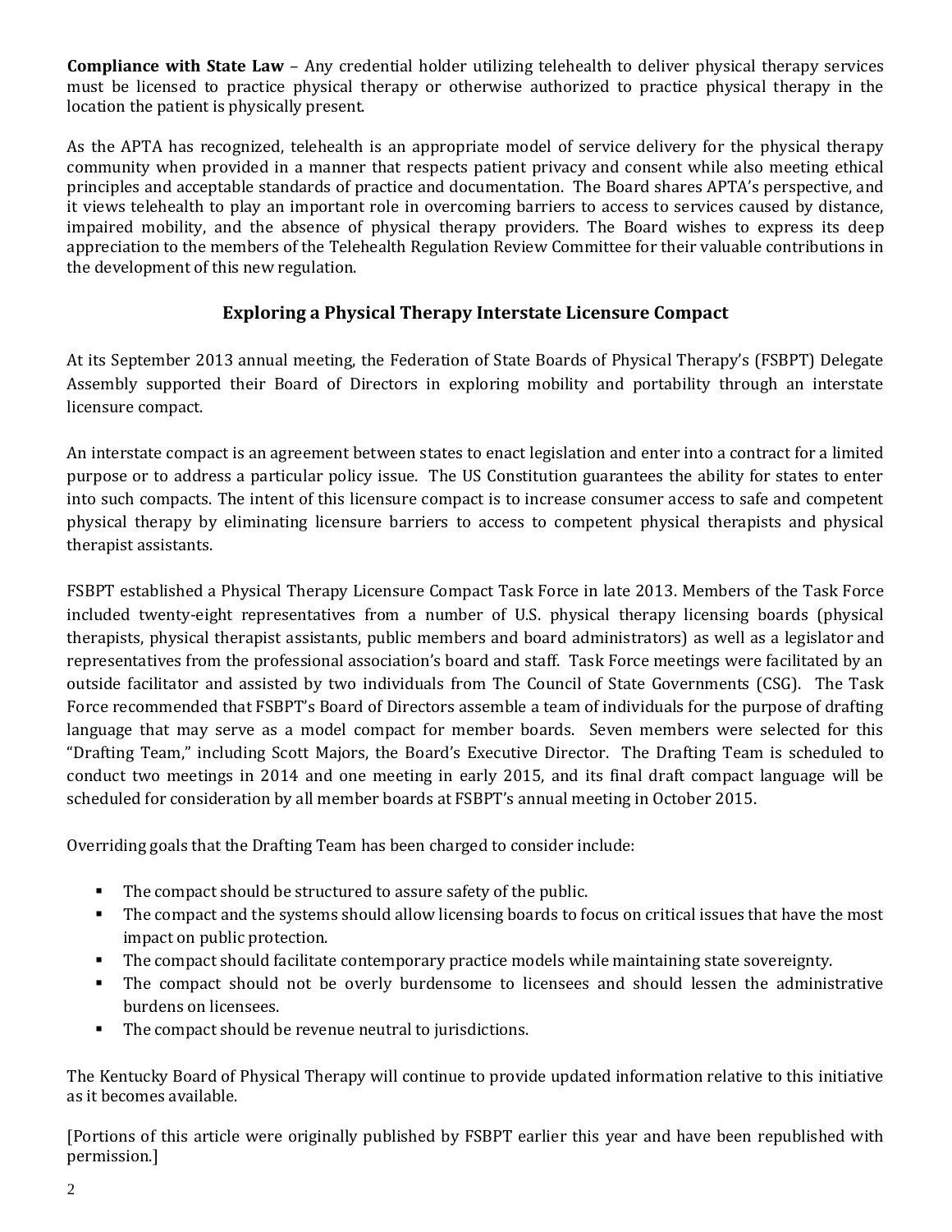**Compliance with State Law** – Any credential holder utilizing telehealth to deliver physical therapy services must be licensed to practice physical therapy or otherwise authorized to practice physical therapy in the location the patient is physically present.

As the APTA has recognized, telehealth is an appropriate model of service delivery for the physical therapy community when provided in a manner that respects patient privacy and consent while also meeting ethical principles and acceptable standards of practice and documentation. The Board shares APTA's perspective, and it views telehealth to play an important role in overcoming barriers to access to services caused by distance, impaired mobility, and the absence of physical therapy providers. The Board wishes to express its deep appreciation to the members of the Telehealth Regulation Review Committee for their valuable contributions in the development of this new regulation.

## Exploring a Physical Therapy Interstate Licensure Compact

At its September 2013 annual meeting, the Federation of State Boards of Physical Therapy's (FSBPT) Delegate Assembly supported their Board of Directors in exploring mobility and portability through an interstate licensure compact.

An interstate compact is an agreement between states to enact legislation and enter into a contract for a limited purpose or to address a particular policy issue. The US Constitution guarantees the ability for states to enter into such compacts. The intent of this licensure compact is to increase consumer access to safe and competent physical therapy by eliminating licensure barriers to access to competent physical therapists and physical therapist assistants.

FSBPT established a Physical Therapy Licensure Compact Task Force in late 2013. Members of the Task Force included twenty-eight representatives from a number of U.S. physical therapy licensing boards (physical therapists, physical therapist assistants, public members and board administrators) as well as a legislator and representatives from the professional association's board and staff. Task Force meetings were facilitated by an outside facilitator and assisted by two individuals from The Council of State Governments (CSG). The Task Force recommended that FSBPT's Board of Directors assemble a team of individuals for the purpose of drafting language that may serve as a model compact for member boards. Seven members were selected for this "Drafting Team," including Scott Majors, the Board's Executive Director. The Drafting Team is scheduled to conduct two meetings in 2014 and one meeting in early 2015, and its final draft compact language will be scheduled for consideration by all member boards at FSBPT's annual meeting in October 2015.

Overriding goals that the Drafting Team has been charged to consider include:

- The compact should be structured to assure safety of the public.
- The compact and the systems should allow licensing boards to focus on critical issues that have the most impact on public protection.
- The compact should facilitate contemporary practice models while maintaining state sovereignty.
- The compact should not be overly burdensome to licensees and should lessen the administrative burdens on licensees.
- The compact should be revenue neutral to jurisdictions.

The Kentucky Board of Physical Therapy will continue to provide updated information relative to this initiative as it becomes available.

[Portions of this article were originally published by FSBPT earlier this year and have been republished with permission.]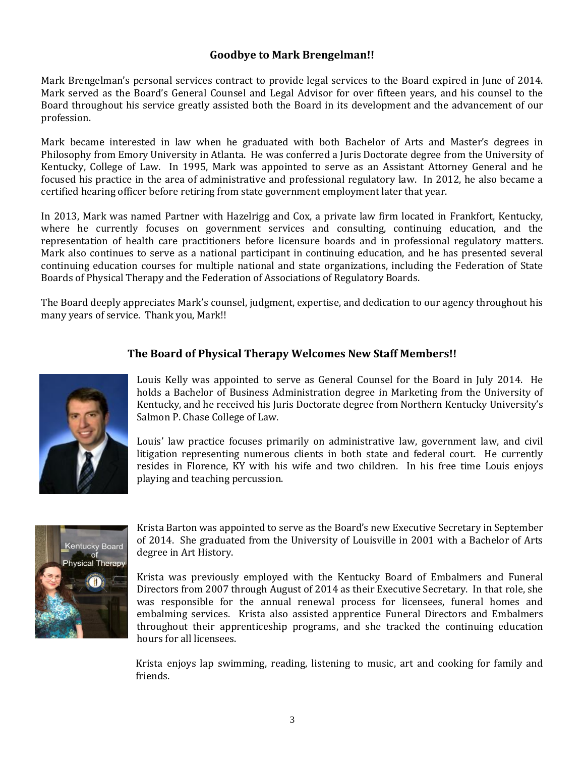## Goodbye to Mark Brengelman!!

Mark Brengelman's personal services contract to provide legal services to the Board expired in June of 2014. Mark served as the Board's General Counsel and Legal Advisor for over fifteen years, and his counsel to the Board throughout his service greatly assisted both the Board in its development and the advancement of our profession.

Mark became interested in law when he graduated with both Bachelor of Arts and Master's degrees in Philosophy from Emory University in Atlanta. He was conferred a Juris Doctorate degree from the University of Kentucky, College of Law. In 1995, Mark was appointed to serve as an Assistant Attorney General and he focused his practice in the area of administrative and professional regulatory law. In 2012, he also became a certified hearing officer before retiring from state government employment later that year.

In 2013, Mark was named Partner with Hazelrigg and Cox, a private law firm located in Frankfort, Kentucky, where he currently focuses on government services and consulting, continuing education, and the representation of health care practitioners before licensure boards and in professional regulatory matters. Mark also continues to serve as a national participant in continuing education, and he has presented several continuing education courses for multiple national and state organizations, including the Federation of State Boards of Physical Therapy and the Federation of Associations of Regulatory Boards.

The Board deeply appreciates Mark's counsel, judgment, expertise, and dedication to our agency throughout his many years of service. Thank you, Mark!!

## The Board of Physical Therapy Welcomes New Staff Members!!

Louis Kelly was appointed to serve as General Counsel for the Board in July 2014. He holds a Bachelor of Business Administration degree in Marketing from the University of Kentucky, and he received his Juris Doctorate degree from Northern Kentucky University's Salmon P. Chase College of Law.

Louis' law practice focuses primarily on administrative law, government law, and civil litigation representing numerous clients in both state and federal court. He currently resides in Florence, KY with his wife and two children. In his free time Louis enjoys playing and teaching percussion.

Krista Barton was appointed to serve as the Board's new Executive Secretary in September of 2014. She graduated from the University of Louisville in 2001 with a Bachelor of Arts degree in Art History.

Krista was previously employed with the Kentucky Board of Embalmers and Funeral Directors from 2007 through August of 2014 as their Executive Secretary. In that role, she was responsible for the annual renewal process for licensees, funeral homes and embalming services. Krista also assisted apprentice Funeral Directors and Embalmers throughout their apprenticeship programs, and she tracked the continuing education hours for all licensees.

Krista enjoys lap swimming, reading, listening to music, art and cooking for family and friends.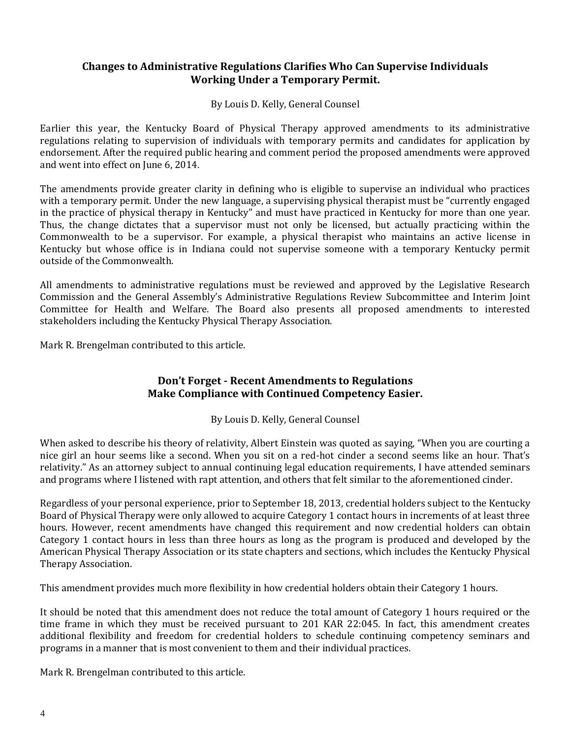## Changes to Administrative Regulations Clarifies Who Can Supervise Individuals Working Under a Temporary Permit.

By Louis D. Kelly, General Counsel

Earlier this year, the Kentucky Board of Physical Therapy approved amendments to its administrative regulations relating to supervision of individuals with temporary permits and candidates for application by endorsement. After the required public hearing and comment period the proposed amendments were approved and went into effect on June 6, 2014.

The amendments provide greater clarity in defining who is eligible to supervise an individual who practices with a temporary permit. Under the new language, a supervising physical therapist must be "currently engaged in the practice of physical therapy in Kentucky" and must have practiced in Kentucky for more than one year. Thus, the change dictates that a supervisor must not only be licensed, but actually practicing within the Commonwealth to be a supervisor. For example, a physical therapist who maintains an active license in Kentucky but whose office is in Indiana could not supervise someone with a temporary Kentucky permit outside of the Commonwealth.

All amendments to administrative regulations must be reviewed and approved by the Legislative Research Commission and the General Assembly's Administrative Regulations Review Subcommittee and Interim Joint Committee for Health and Welfare. The Board also presents all proposed amendments to interested stakeholders including the Kentucky Physical Therapy Association.

Mark R. Brengelman contributed to this article.

## Don't Forget - Recent Amendments to Regulations Make Compliance with Continued Competency Easier.

By Louis D. Kelly, General Counsel

When asked to describe his theory of relativity, Albert Einstein was quoted as saying, "When you are courting a nice girl an hour seems like a second. When you sit on a red-hot cinder a second seems like an hour. That's relativity." As an attorney subject to annual continuing legal education requirements, I have attended seminars and programs where I listened with rapt attention, and others that felt similar to the aforementioned cinder.

Regardless of your personal experience, prior to September 18, 2013, credential holders subject to the Kentucky Board of Physical Therapy were only allowed to acquire Category 1 contact hours in increments of at least three hours. However, recent amendments have changed this requirement and now credential holders can obtain Category 1 contact hours in less than three hours as long as the program is produced and developed by the American Physical Therapy Association or its state chapters and sections, which includes the Kentucky Physical Therapy Association.

This amendment provides much more flexibility in how credential holders obtain their Category 1 hours.

It should be noted that this amendment does not reduce the total amount of Category 1 hours required or the time frame in which they must be received pursuant to 201 KAR 22:045. In fact, this amendment creates additional flexibility and freedom for credential holders to schedule continuing competency seminars and programs in a manner that is most convenient to them and their individual practices.

Mark R. Brengelman contributed to this article.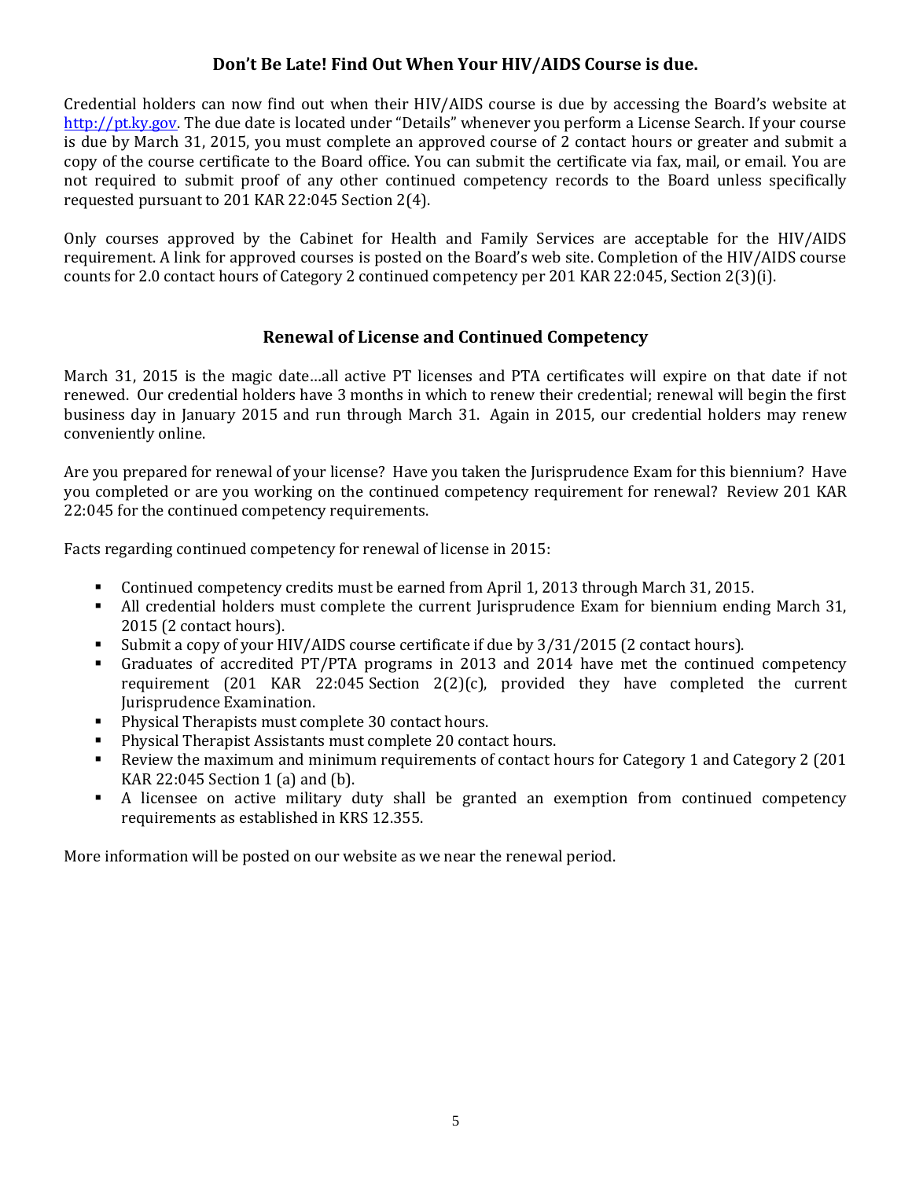## Don't Be Late! Find Out When Your HIV/AIDS Course is due.

Credential holders can now find out when their HIV/AIDS course is due by accessing the Board's website at http://pt.ky.gov. The due date is located under "Details" whenever you perform a License Search. If your course is due by March 31, 2015, you must complete an approved course of 2 contact hours or greater and submit a copy of the course certificate to the Board office. You can submit the certificate via fax, mail, or email. You are not required to submit proof of any other continued competency records to the Board unless specifically requested pursuant to 201 KAR 22:045 Section 2(4).

Only courses approved by the Cabinet for Health and Family Services are acceptable for the HIV/AIDS requirement. A link for approved courses is posted on the Board's web site. Completion of the HIV/AIDS course counts for 2.0 contact hours of Category 2 continued competency per 201 KAR 22:045, Section 2(3)(i).

## Renewal of License and Continued Competency

March 31, 2015 is the magic date…all active PT licenses and PTA certificates will expire on that date if not renewed. Our credential holders have 3 months in which to renew their credential; renewal will begin the first business day in January 2015 and run through March 31. Again in 2015, our credential holders may renew conveniently online.

Are you prepared for renewal of your license? Have you taken the Jurisprudence Exam for this biennium? Have you completed or are you working on the continued competency requirement for renewal? Review 201 KAR 22:045 for the continued competency requirements.

Facts regarding continued competency for renewal of license in 2015:

- Continued competency credits must be earned from April 1, 2013 through March 31, 2015.
- All credential holders must complete the current Jurisprudence Exam for biennium ending March 31, 2015 (2 contact hours).
- Submit a copy of your HIV/AIDS course certificate if due by 3/31/2015 (2 contact hours).
- Graduates of accredited PT/PTA programs in 2013 and 2014 have met the continued competency requirement (201 KAR 22:045 Section 2(2)(c), provided they have completed the current Jurisprudence Examination.
- Physical Therapists must complete 30 contact hours.
- Physical Therapist Assistants must complete 20 contact hours.
- Review the maximum and minimum requirements of contact hours for Category 1 and Category 2 (201 KAR 22:045 Section 1 (a) and (b).
- A licensee on active military duty shall be granted an exemption from continued competency requirements as established in KRS 12.355.

More information will be posted on our website as we near the renewal period.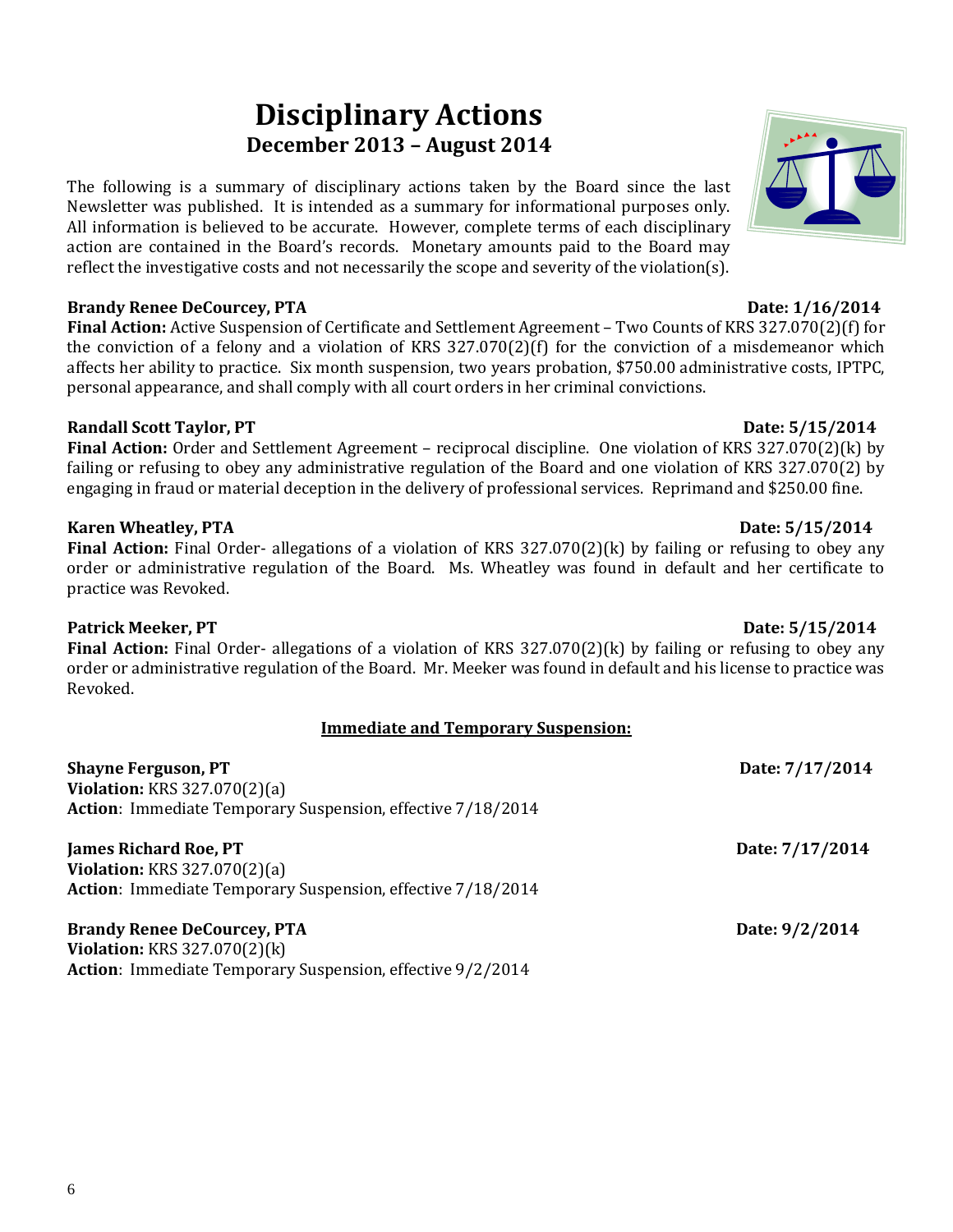# Disciplinary Actions

## December 2013 – August 2014

The following is a summary of disciplinary actions taken by the Board since the last Newsletter was published. It is intended as a summary for informational purposes only. All information is believed to be accurate. However, complete terms of each disciplinary action are contained in the Board's records. Monetary amounts paid to the Board may reflect the investigative costs and not necessarily the scope and severity of the violation(s).

**Brandy Renee DeCourcey, PTA** **Date: 1/16/2014**
**Final Action:** Active Suspension of Certificate and Settlement Agreement – Two Counts of KRS 327.070(2)(f) for the conviction of a felony and a violation of KRS 327.070(2)(f) for the conviction of a misdemeanor which affects her ability to practice. Six month suspension, two years probation, $750.00 administrative costs, IPTPC, personal appearance, and shall comply with all court orders in her criminal convictions.

**Randall Scott Taylor, PT** **Date: 5/15/2014**
**Final Action:** Order and Settlement Agreement – reciprocal discipline. One violation of KRS 327.070(2)(k) by failing or refusing to obey any administrative regulation of the Board and one violation of KRS 327.070(2) by engaging in fraud or material deception in the delivery of professional services. Reprimand and $250.00 fine.

**Karen Wheatley, PTA** **Date: 5/15/2014**
**Final Action:** Final Order- allegations of a violation of KRS 327.070(2)(k) by failing or refusing to obey any order or administrative regulation of the Board. Ms. Wheatley was found in default and her certificate to practice was Revoked.

**Patrick Meeker, PT** **Date: 5/15/2014**
**Final Action:** Final Order- allegations of a violation of KRS 327.070(2)(k) by failing or refusing to obey any order or administrative regulation of the Board. Mr. Meeker was found in default and his license to practice was Revoked.

**Immediate and Temporary Suspension:**

**Shayne Ferguson, PT** **Date: 7/17/2014**
**Violation:** KRS 327.070(2)(a)
**Action**: Immediate Temporary Suspension, effective 7/18/2014

**James Richard Roe, PT** **Date: 7/17/2014**
**Violation:** KRS 327.070(2)(a)
**Action**: Immediate Temporary Suspension, effective 7/18/2014

**Brandy Renee DeCourcey, PTA** **Date: 9/2/2014**
**Violation:** KRS 327.070(2)(k)
**Action**: Immediate Temporary Suspension, effective 9/2/2014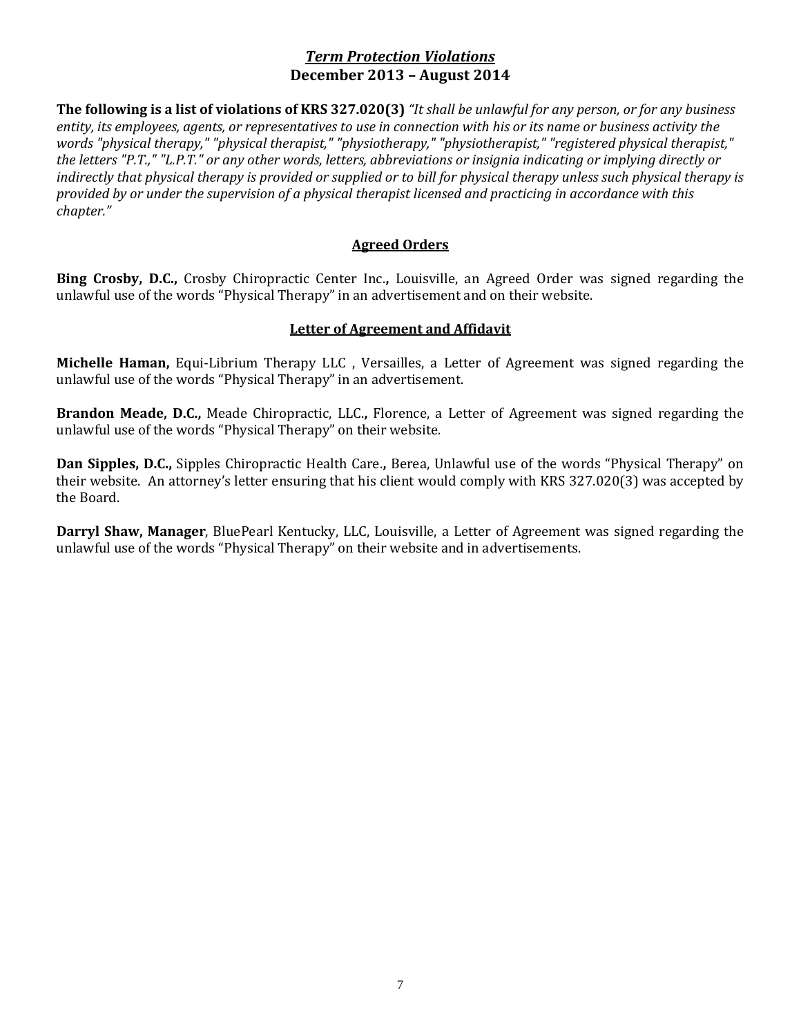## *Term Protection Violations*
## December 2013 – August 2014

**The following is a list of violations of KRS 327.020(3)** *"It shall be unlawful for any person, or for any business entity, its employees, agents, or representatives to use in connection with his or its name or business activity the words "physical therapy," "physical therapist," "physiotherapy," "physiotherapist," "registered physical therapist," the letters "P.T.," "L.P.T." or any other words, letters, abbreviations or insignia indicating or implying directly or indirectly that physical therapy is provided or supplied or to bill for physical therapy unless such physical therapy is provided by or under the supervision of a physical therapist licensed and practicing in accordance with this chapter."*

### Agreed Orders

**Bing Crosby, D.C.,** Crosby Chiropractic Center Inc.**,** Louisville, an Agreed Order was signed regarding the unlawful use of the words "Physical Therapy" in an advertisement and on their website.

### Letter of Agreement and Affidavit

**Michelle Haman,** Equi-Librium Therapy LLC , Versailles, a Letter of Agreement was signed regarding the unlawful use of the words "Physical Therapy" in an advertisement.

**Brandon Meade, D.C.,** Meade Chiropractic, LLC.**,** Florence, a Letter of Agreement was signed regarding the unlawful use of the words "Physical Therapy" on their website.

**Dan Sipples, D.C.,** Sipples Chiropractic Health Care.**,** Berea, Unlawful use of the words "Physical Therapy" on their website. An attorney's letter ensuring that his client would comply with KRS 327.020(3) was accepted by the Board.

**Darryl Shaw, Manager**, BluePearl Kentucky, LLC, Louisville, a Letter of Agreement was signed regarding the unlawful use of the words "Physical Therapy" on their website and in advertisements.